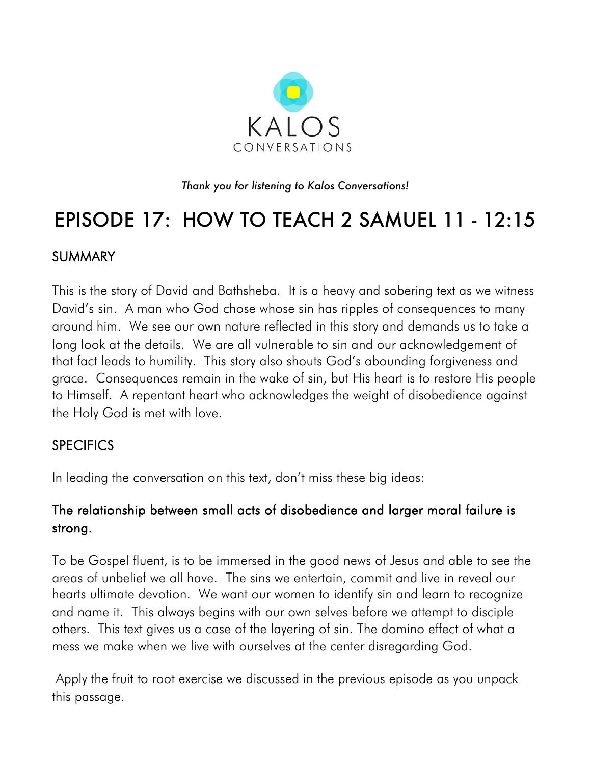KALOS

CONVERSATIONS

*Thank you for listening to Kalos Conversations!*

# EPISODE 17: HOW TO TEACH 2 SAMUEL 11 - 12:15

## SUMMARY

This is the story of David and Bathsheba. It is a heavy and sobering text as we witness David's sin. A man who God chose whose sin has ripples of consequences to many around him. We see our own nature reflected in this story and demands us to take a long look at the details. We are all vulnerable to sin and our acknowledgement of that fact leads to humility. This story also shouts God's abounding forgiveness and grace. Consequences remain in the wake of sin, but His heart is to restore His people to Himself. A repentant heart who acknowledges the weight of disobedience against the Holy God is met with love.

## SPECIFICS

In leading the conversation on this text, don't miss these big ideas:

### The relationship between small acts of disobedience and larger moral failure is strong.

To be Gospel fluent, is to be immersed in the good news of Jesus and able to see the areas of unbelief we all have. The sins we entertain, commit and live in reveal our hearts ultimate devotion. We want our women to identify sin and learn to recognize and name it. This always begins with our own selves before we attempt to disciple others. This text gives us a case of the layering of sin. The domino effect of what a mess we make when we live with ourselves at the center disregarding God.

Apply the fruit to root exercise we discussed in the previous episode as you unpack this passage.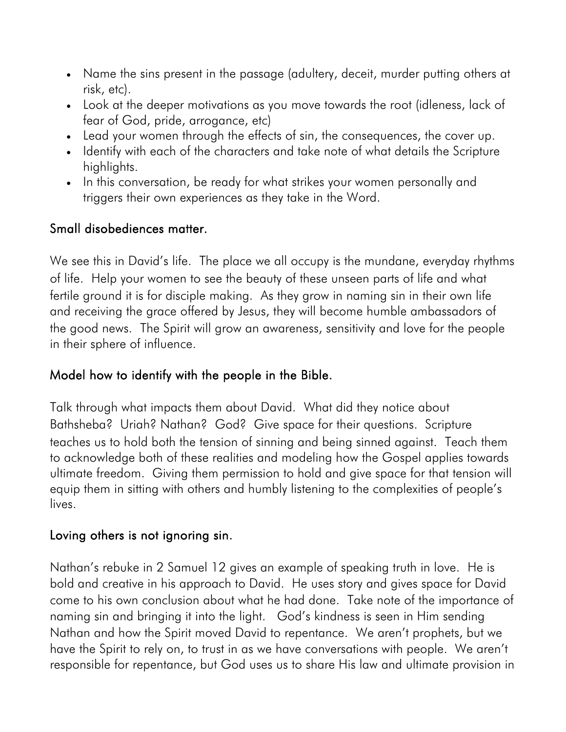- Name the sins present in the passage (adultery, deceit, murder putting others at risk, etc).
- Look at the deeper motivations as you move towards the root (idleness, lack of fear of God, pride, arrogance, etc)
- Lead your women through the effects of sin, the consequences, the cover up.
- Identify with each of the characters and take note of what details the Scripture highlights.
- In this conversation, be ready for what strikes your women personally and triggers their own experiences as they take in the Word.

### Small disobediences matter.

We see this in David's life. The place we all occupy is the mundane, everyday rhythms of life. Help your women to see the beauty of these unseen parts of life and what fertile ground it is for disciple making. As they grow in naming sin in their own life and receiving the grace offered by Jesus, they will become humble ambassadors of the good news. The Spirit will grow an awareness, sensitivity and love for the people in their sphere of influence.

### Model how to identify with the people in the Bible.

Talk through what impacts them about David. What did they notice about Bathsheba? Uriah? Nathan? God? Give space for their questions. Scripture teaches us to hold both the tension of sinning and being sinned against. Teach them to acknowledge both of these realities and modeling how the Gospel applies towards ultimate freedom. Giving them permission to hold and give space for that tension will equip them in sitting with others and humbly listening to the complexities of people's lives.

### Loving others is not ignoring sin.

Nathan's rebuke in 2 Samuel 12 gives an example of speaking truth in love. He is bold and creative in his approach to David. He uses story and gives space for David come to his own conclusion about what he had done. Take note of the importance of naming sin and bringing it into the light. God's kindness is seen in Him sending Nathan and how the Spirit moved David to repentance. We aren't prophets, but we have the Spirit to rely on, to trust in as we have conversations with people. We aren't responsible for repentance, but God uses us to share His law and ultimate provision in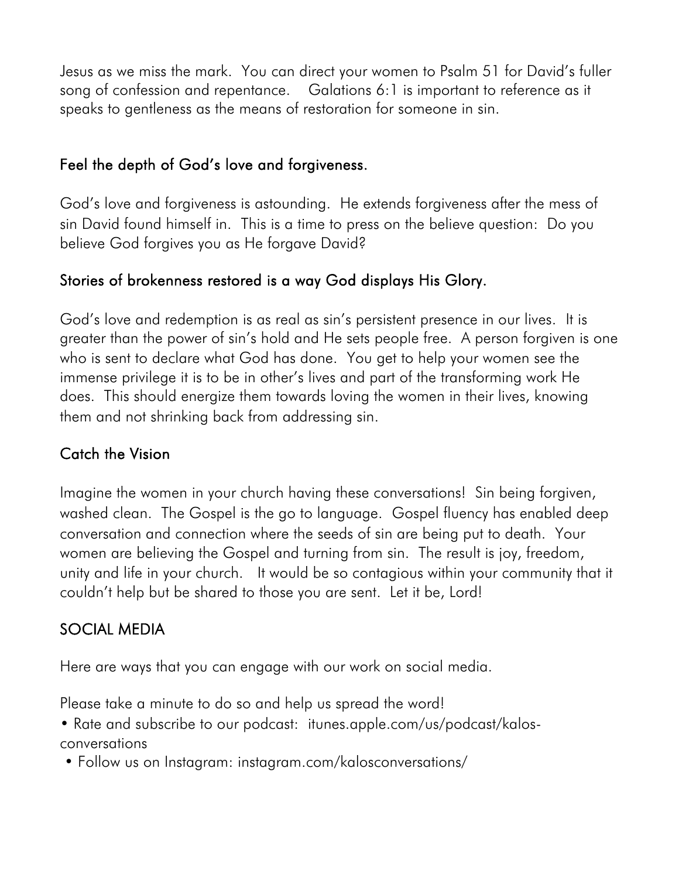Jesus as we miss the mark. You can direct your women to Psalm 51 for David's fuller song of confession and repentance. Galations 6:1 is important to reference as it speaks to gentleness as the means of restoration for someone in sin.

## Feel the depth of God's love and forgiveness.

God's love and forgiveness is astounding. He extends forgiveness after the mess of sin David found himself in. This is a time to press on the believe question: Do you believe God forgives you as He forgave David?

## Stories of brokenness restored is a way God displays His Glory.

God's love and redemption is as real as sin's persistent presence in our lives. It is greater than the power of sin's hold and He sets people free. A person forgiven is one who is sent to declare what God has done. You get to help your women see the immense privilege it is to be in other's lives and part of the transforming work He does. This should energize them towards loving the women in their lives, knowing them and not shrinking back from addressing sin.

## Catch the Vision

Imagine the women in your church having these conversations! Sin being forgiven, washed clean. The Gospel is the go to language. Gospel fluency has enabled deep conversation and connection where the seeds of sin are being put to death. Your women are believing the Gospel and turning from sin. The result is joy, freedom, unity and life in your church. It would be so contagious within your community that it couldn't help but be shared to those you are sent. Let it be, Lord!

## SOCIAL MEDIA

Here are ways that you can engage with our work on social media.

Please take a minute to do so and help us spread the word!

- Rate and subscribe to our podcast: itunes.apple.com/us/podcast/kalos-conversations
- Follow us on Instagram: instagram.com/kalosconversations/